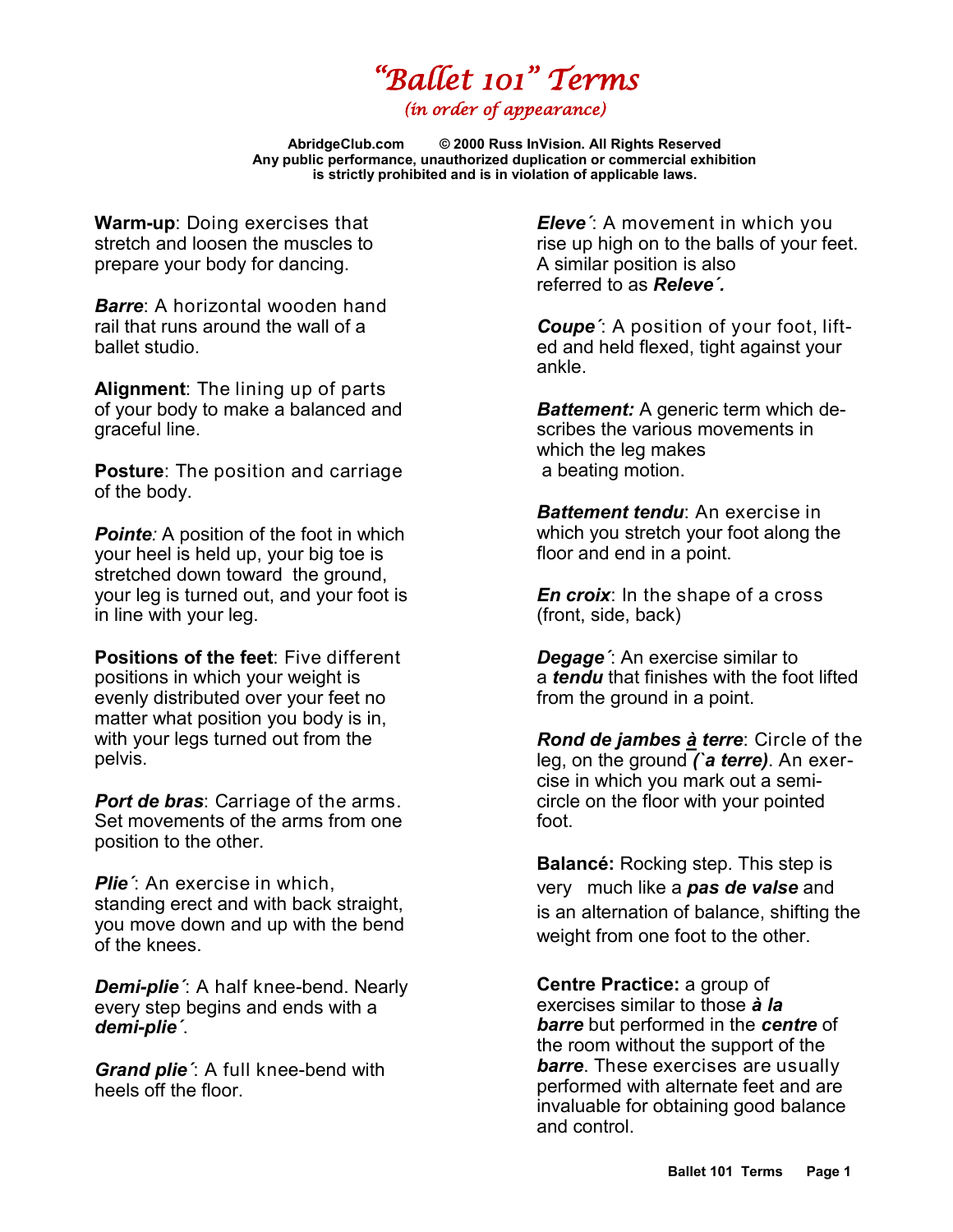# *"Ballet 101" Terms*

*(in order of appearance)*

**AbridgeClub.com © 2000 Russ InVision. All Rights Reserved**
**Any public performance, unauthorized duplication or commercial exhibition is strictly prohibited and is in violation of applicable laws.**

**Warm-up**: Doing exercises that stretch and loosen the muscles to prepare your body for dancing.

***Barre***: A horizontal wooden hand rail that runs around the wall of a ballet studio.

**Alignment**: The lining up of parts of your body to make a balanced and graceful line.

**Posture**: The position and carriage of the body.

***Pointe****:* A position of the foot in which your heel is held up, your big toe is stretched down toward the ground, your leg is turned out, and your foot is in line with your leg.

**Positions of the feet**: Five different positions in which your weight is evenly distributed over your feet no matter what position you body is in, with your legs turned out from the pelvis.

***Port de bras***: Carriage of the arms. Set movements of the arms from one position to the other.

***Plie´***: An exercise in which, standing erect and with back straight, you move down and up with the bend of the knees.

***Demi-plie´***: A half knee-bend. Nearly every step begins and ends with a ***demi-plie´***.

***Grand plie´***: A full knee-bend with heels off the floor.

***Eleve´***: A movement in which you rise up high on to the balls of your feet. A similar position is also referred to as ***Releve´.***

***Coupe´***: A position of your foot, lifted and held flexed, tight against your ankle.

***Battement:*** A generic term which describes the various movements in which the leg makes a beating motion.

***Battement tendu***: An exercise in which you stretch your foot along the floor and end in a point.

***En croix***: In the shape of a cross (front, side, back)

***Degage´***: An exercise similar to a ***tendu*** that finishes with the foot lifted from the ground in a point.

***Rond de jambes à terre***: Circle of the leg, on the ground ***(`a terre)***. An exercise in which you mark out a semi-circle on the floor with your pointed foot.

**Balancé:** Rocking step. This step is very much like a ***pas de valse*** and is an alternation of balance, shifting the weight from one foot to the other.

**Centre Practice:** a group of exercises similar to those ***à la barre*** but performed in the ***centre*** of the room without the support of the ***barre***. These exercises are usually performed with alternate feet and are invaluable for obtaining good balance and control.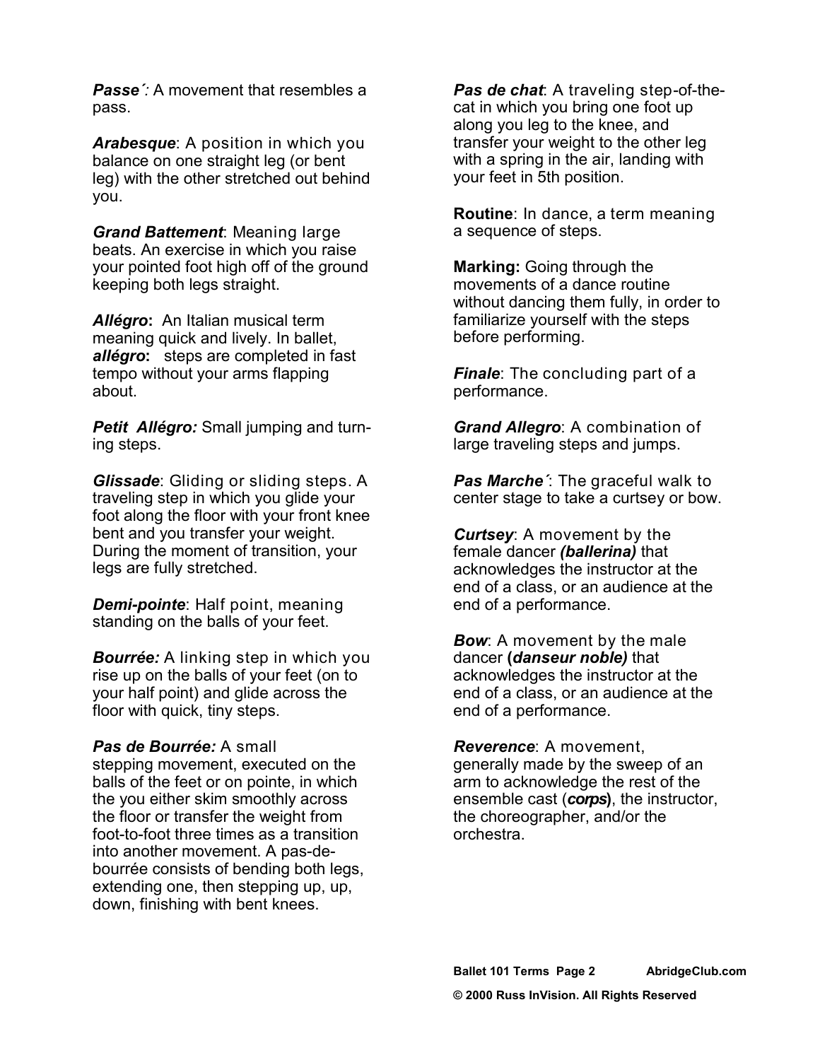***Passe´:*** A movement that resembles a pass.

***Arabesque***: A position in which you balance on one straight leg (or bent leg) with the other stretched out behind you.

***Grand Battement***: Meaning large beats. An exercise in which you raise your pointed foot high off of the ground keeping both legs straight.

***Allégro*:** An Italian musical term meaning quick and lively. In ballet, ***allégro*:** steps are completed in fast tempo without your arms flapping about.

***Petit Allégro:*** Small jumping and turning steps.

***Glissade***: Gliding or sliding steps. A traveling step in which you glide your foot along the floor with your front knee bent and you transfer your weight. During the moment of transition, your legs are fully stretched.

***Demi-pointe***: Half point, meaning standing on the balls of your feet.

***Bourrée:*** A linking step in which you rise up on the balls of your feet (on to your half point) and glide across the floor with quick, tiny steps.

***Pas de Bourrée:*** A small stepping movement, executed on the balls of the feet or on pointe, in which the you either skim smoothly across the floor or transfer the weight from foot-to-foot three times as a transition into another movement. A pas-de-bourrée consists of bending both legs, extending one, then stepping up, up, down, finishing with bent knees.

***Pas de chat***: A traveling step-of-the-cat in which you bring one foot up along you leg to the knee, and transfer your weight to the other leg with a spring in the air, landing with your feet in 5th position.

**Routine**: In dance, a term meaning a sequence of steps.

**Marking:** Going through the movements of a dance routine without dancing them fully, in order to familiarize yourself with the steps before performing.

***Finale***: The concluding part of a performance.

***Grand Allegro***: A combination of large traveling steps and jumps.

***Pas Marche´***: The graceful walk to center stage to take a curtsey or bow.

***Curtsey***: A movement by the female dancer ***(ballerina)*** that acknowledges the instructor at the end of a class, or an audience at the end of a performance.

***Bow***: A movement by the male dancer **(*danseur noble)*** that acknowledges the instructor at the end of a class, or an audience at the end of a performance.

***Reverence***: A movement, generally made by the sweep of an arm to acknowledge the rest of the ensemble cast (***corps*)**, the instructor, the choreographer, and/or the orchestra.

**Ballet 101 Terms Page 2 AbridgeClub.com**

**© 2000 Russ InVision. All Rights Reserved**